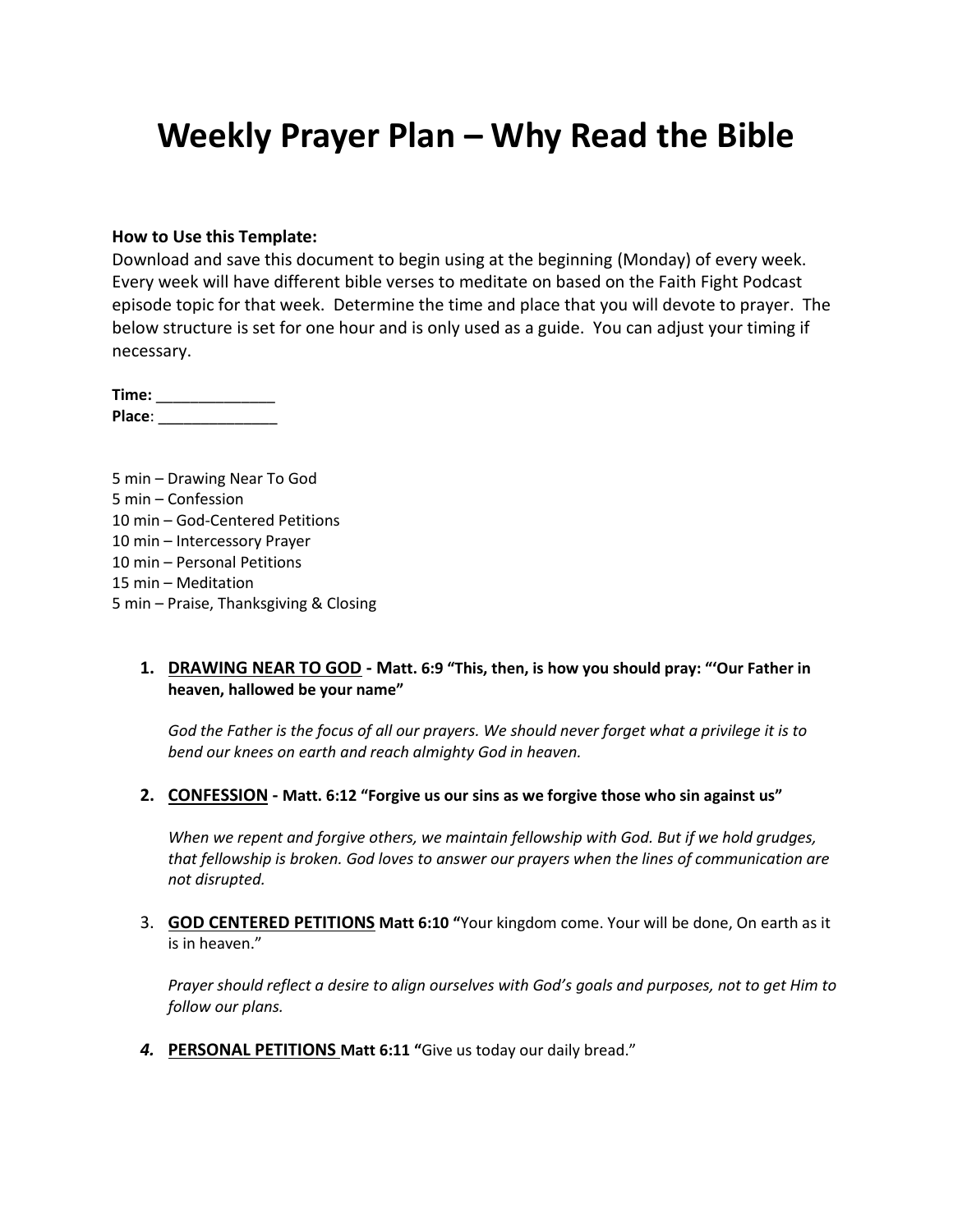# Weekly Prayer Plan – Why Read the Bible

**How to Use this Template:**
Download and save this document to begin using at the beginning (Monday) of every week. Every week will have different bible verses to meditate on based on the Faith Fight Podcast episode topic for that week. Determine the time and place that you will devote to prayer. The below structure is set for one hour and is only used as a guide. You can adjust your timing if necessary.

**Time:** ______________
**Place**: ______________

5 min – Drawing Near To God
5 min – Confession
10 min – God-Centered Petitions
10 min – Intercessory Prayer
10 min – Personal Petitions
15 min – Meditation
5 min – Praise, Thanksgiving & Closing

1. **DRAWING NEAR TO GOD - Matt. 6:9 "This, then, is how you should pray: "'Our Father in heaven, hallowed be your name"**

   *God the Father is the focus of all our prayers. We should never forget what a privilege it is to bend our knees on earth and reach almighty God in heaven.*

2. **CONFESSION - Matt. 6:12 "Forgive us our sins as we forgive those who sin against us"**

   *When we repent and forgive others, we maintain fellowship with God. But if we hold grudges, that fellowship is broken. God loves to answer our prayers when the lines of communication are not disrupted.*

3. **GOD CENTERED PETITIONS Matt 6:10 "**Your kingdom come. Your will be done, On earth as it is in heaven."

   *Prayer should reflect a desire to align ourselves with God's goals and purposes, not to get Him to follow our plans.*

4. **PERSONAL PETITIONS Matt 6:11 "**Give us today our daily bread."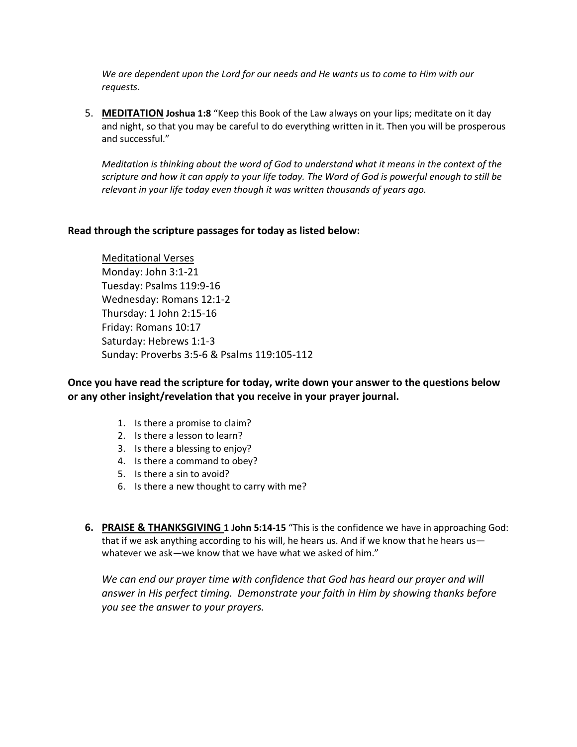*We are dependent upon the Lord for our needs and He wants us to come to Him with our requests.*

5. **MEDITATION** **Joshua 1:8** "Keep this Book of the Law always on your lips; meditate on it day and night, so that you may be careful to do everything written in it. Then you will be prosperous and successful."

   *Meditation is thinking about the word of God to understand what it means in the context of the scripture and how it can apply to your life today. The Word of God is powerful enough to still be relevant in your life today even though it was written thousands of years ago.*

**Read through the scripture passages for today as listed below:**

Meditational Verses
Monday: John 3:1-21
Tuesday: Psalms 119:9-16
Wednesday: Romans 12:1-2
Thursday: 1 John 2:15-16
Friday: Romans 10:17
Saturday: Hebrews 1:1-3
Sunday: Proverbs 3:5-6 & Psalms 119:105-112

**Once you have read the scripture for today, write down your answer to the questions below or any other insight/revelation that you receive in your prayer journal.**

1. Is there a promise to claim?
2. Is there a lesson to learn?
3. Is there a blessing to enjoy?
4. Is there a command to obey?
5. Is there a sin to avoid?
6. Is there a new thought to carry with me?

6. **PRAISE & THANKSGIVING** **1 John 5:14-15** "This is the confidence we have in approaching God: that if we ask anything according to his will, he hears us. And if we know that he hears us—whatever we ask—we know that we have what we asked of him."

   *We can end our prayer time with confidence that God has heard our prayer and will answer in His perfect timing. Demonstrate your faith in Him by showing thanks before you see the answer to your prayers.*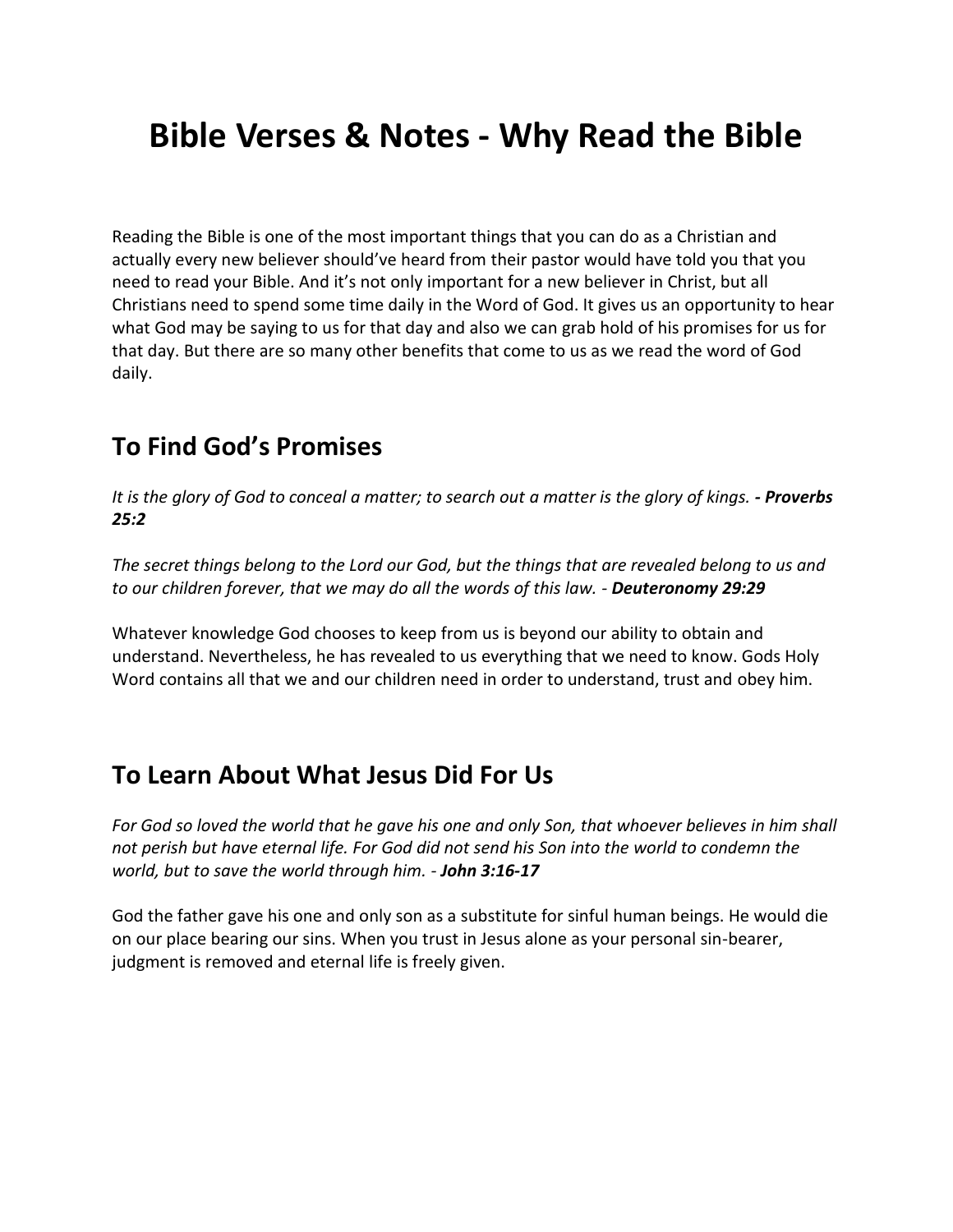# Bible Verses & Notes - Why Read the Bible

Reading the Bible is one of the most important things that you can do as a Christian and actually every new believer should've heard from their pastor would have told you that you need to read your Bible. And it's not only important for a new believer in Christ, but all Christians need to spend some time daily in the Word of God. It gives us an opportunity to hear what God may be saying to us for that day and also we can grab hold of his promises for us for that day. But there are so many other benefits that come to us as we read the word of God daily.

## To Find God's Promises

*It is the glory of God to conceal a matter; to search out a matter is the glory of kings.* ***- Proverbs 25:2***

*The secret things belong to the Lord our God, but the things that are revealed belong to us and to our children forever, that we may do all the words of this law. -* ***Deuteronomy 29:29***

Whatever knowledge God chooses to keep from us is beyond our ability to obtain and understand. Nevertheless, he has revealed to us everything that we need to know. Gods Holy Word contains all that we and our children need in order to understand, trust and obey him.

## To Learn About What Jesus Did For Us

*For God so loved the world that he gave his one and only Son, that whoever believes in him shall not perish but have eternal life. For God did not send his Son into the world to condemn the world, but to save the world through him. -* ***John 3:16-17***

God the father gave his one and only son as a substitute for sinful human beings. He would die on our place bearing our sins. When you trust in Jesus alone as your personal sin-bearer, judgment is removed and eternal life is freely given.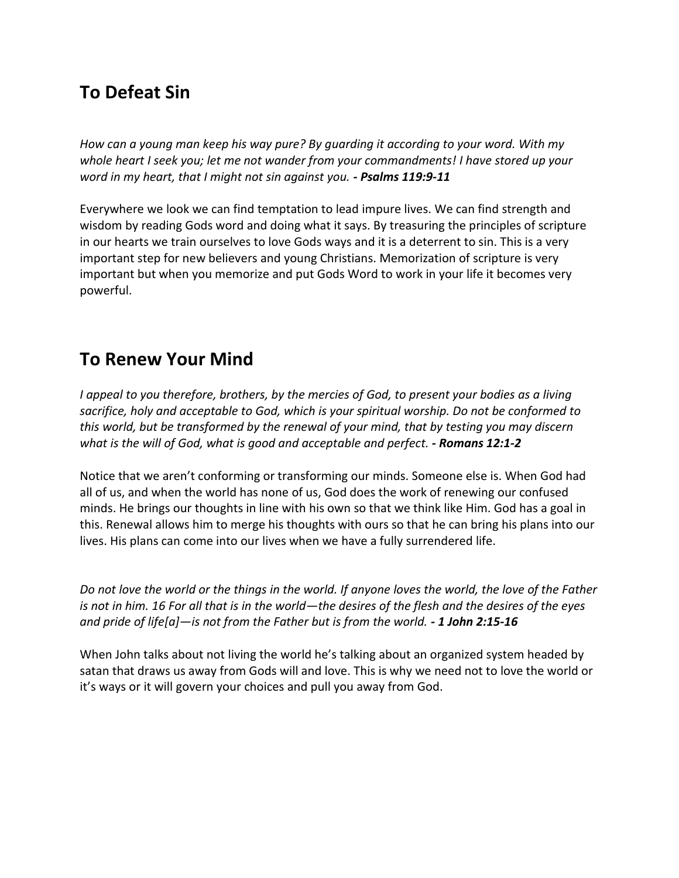## To Defeat Sin

*How can a young man keep his way pure? By guarding it according to your word. With my whole heart I seek you; let me not wander from your commandments! I have stored up your word in my heart, that I might not sin against you.* ***- Psalms 119:9-11***

Everywhere we look we can find temptation to lead impure lives. We can find strength and wisdom by reading Gods word and doing what it says. By treasuring the principles of scripture in our hearts we train ourselves to love Gods ways and it is a deterrent to sin. This is a very important step for new believers and young Christians. Memorization of scripture is very important but when you memorize and put Gods Word to work in your life it becomes very powerful.

## To Renew Your Mind

*I appeal to you therefore, brothers, by the mercies of God, to present your bodies as a living sacrifice, holy and acceptable to God, which is your spiritual worship. Do not be conformed to this world, but be transformed by the renewal of your mind, that by testing you may discern what is the will of God, what is good and acceptable and perfect.* ***- Romans 12:1-2***

Notice that we aren't conforming or transforming our minds. Someone else is. When God had all of us, and when the world has none of us, God does the work of renewing our confused minds. He brings our thoughts in line with his own so that we think like Him. God has a goal in this. Renewal allows him to merge his thoughts with ours so that he can bring his plans into our lives. His plans can come into our lives when we have a fully surrendered life.

*Do not love the world or the things in the world. If anyone loves the world, the love of the Father is not in him. 16 For all that is in the world—the desires of the flesh and the desires of the eyes and pride of life[a]—is not from the Father but is from the world.* ***- 1 John 2:15-16***

When John talks about not living the world he's talking about an organized system headed by satan that draws us away from Gods will and love. This is why we need not to love the world or it's ways or it will govern your choices and pull you away from God.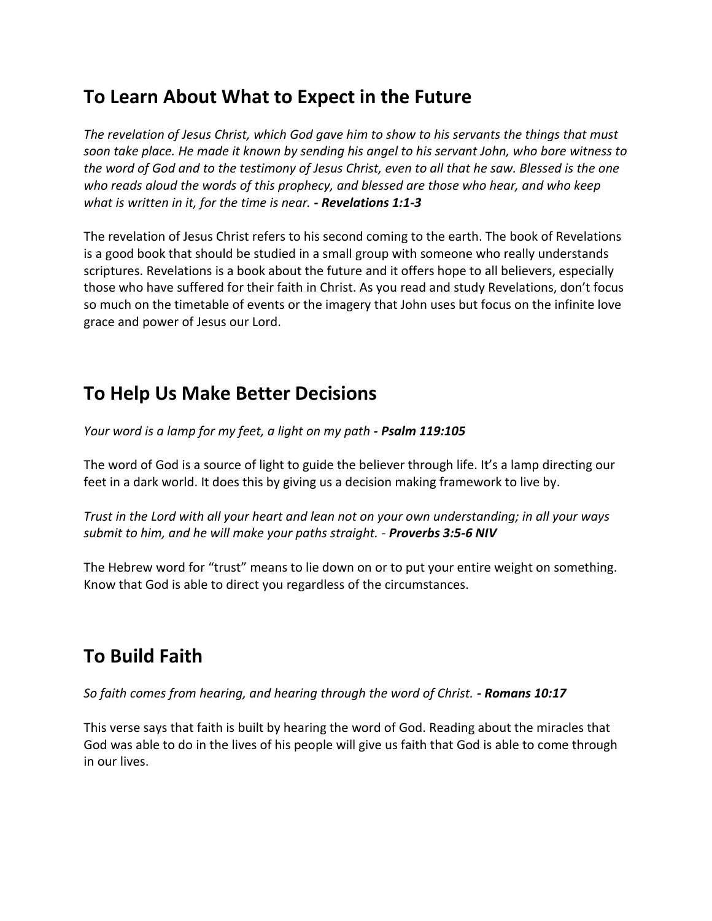## To Learn About What to Expect in the Future

*The revelation of Jesus Christ, which God gave him to show to his servants the things that must soon take place. He made it known by sending his angel to his servant John, who bore witness to the word of God and to the testimony of Jesus Christ, even to all that he saw. Blessed is the one who reads aloud the words of this prophecy, and blessed are those who hear, and who keep what is written in it, for the time is near. **- Revelations 1:1-3***

The revelation of Jesus Christ refers to his second coming to the earth. The book of Revelations is a good book that should be studied in a small group with someone who really understands scriptures. Revelations is a book about the future and it offers hope to all believers, especially those who have suffered for their faith in Christ. As you read and study Revelations, don't focus so much on the timetable of events or the imagery that John uses but focus on the infinite love grace and power of Jesus our Lord.

## To Help Us Make Better Decisions

*Your word is a lamp for my feet, a light on my path **- Psalm 119:105***

The word of God is a source of light to guide the believer through life. It's a lamp directing our feet in a dark world. It does this by giving us a decision making framework to live by.

*Trust in the Lord with all your heart and lean not on your own understanding; in all your ways submit to him, and he will make your paths straight. - **Proverbs 3:5-6 NIV***

The Hebrew word for "trust" means to lie down on or to put your entire weight on something. Know that God is able to direct you regardless of the circumstances.

## To Build Faith

*So faith comes from hearing, and hearing through the word of Christ. **- Romans 10:17***

This verse says that faith is built by hearing the word of God. Reading about the miracles that God was able to do in the lives of his people will give us faith that God is able to come through in our lives.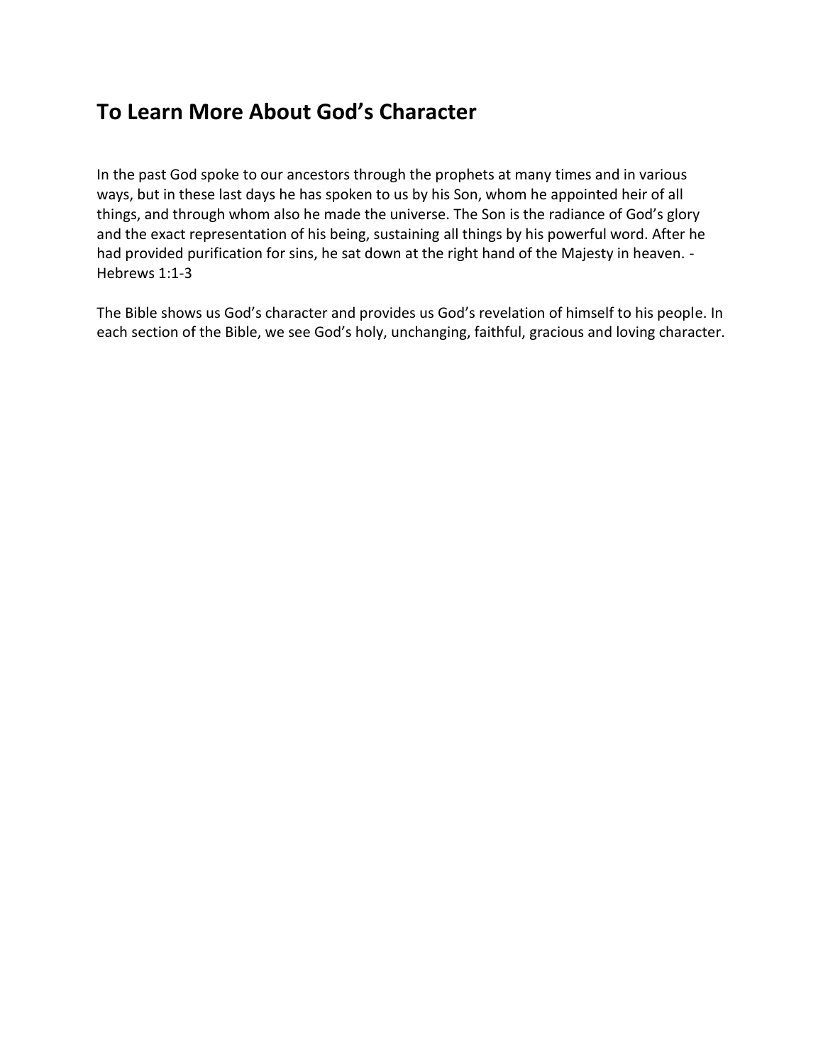## To Learn More About God's Character

In the past God spoke to our ancestors through the prophets at many times and in various ways, but in these last days he has spoken to us by his Son, whom he appointed heir of all things, and through whom also he made the universe. The Son is the radiance of God's glory and the exact representation of his being, sustaining all things by his powerful word. After he had provided purification for sins, he sat down at the right hand of the Majesty in heaven. - Hebrews 1:1-3

The Bible shows us God's character and provides us God's revelation of himself to his people. In each section of the Bible, we see God's holy, unchanging, faithful, gracious and loving character.